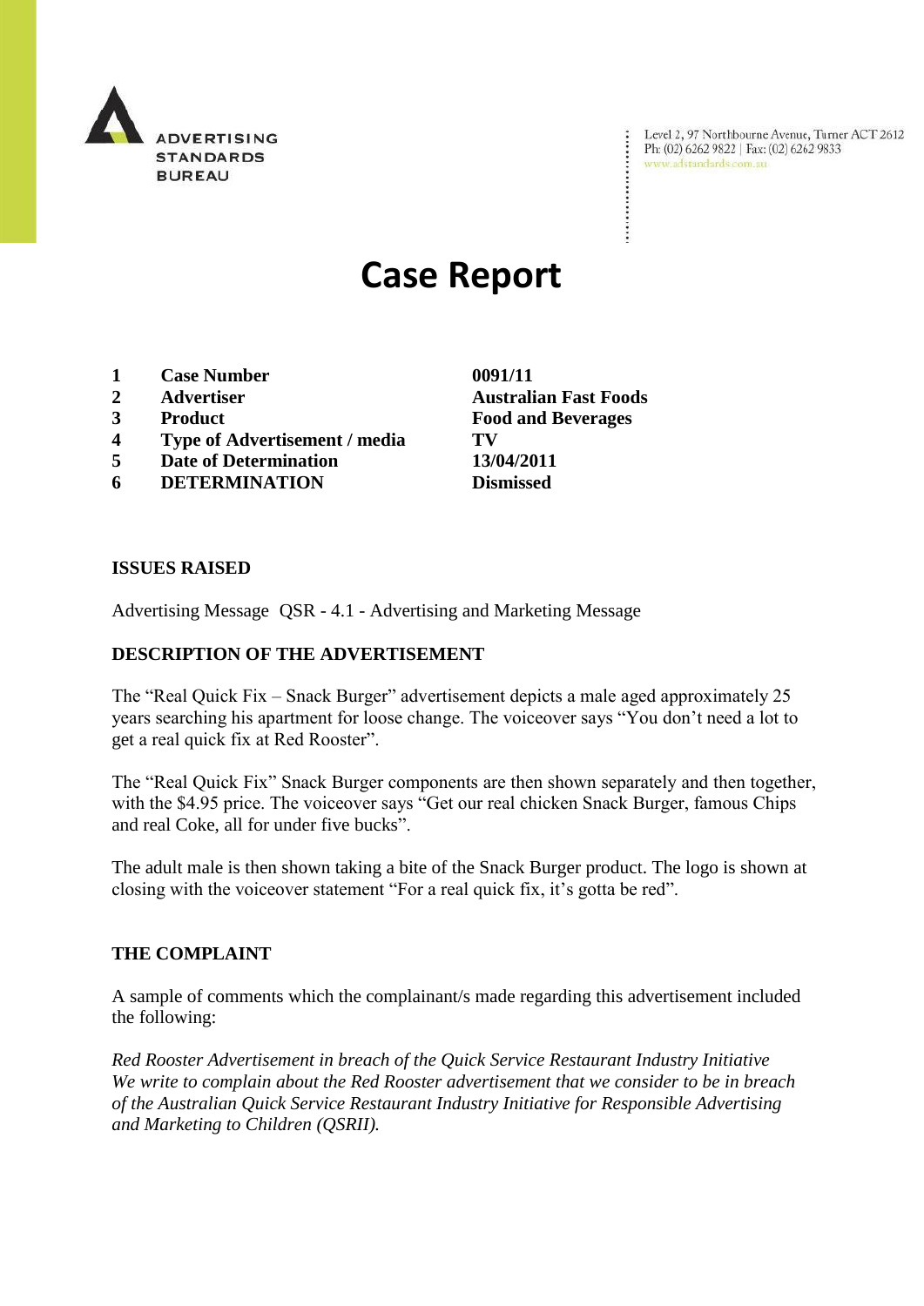ADVERTISING STANDARDS BUREAU

Level 2, 97 Northbourne Avenue, Turner ACT 2612
Ph: (02) 6262 9822 | Fax: (02) 6262 9833
www.adstandards.com.au

# Case Report

| | | |
|---|---|---|
| 1 | **Case Number** | **0091/11** |
| 2 | **Advertiser** | **Australian Fast Foods** |
| 3 | **Product** | **Food and Beverages** |
| 4 | **Type of Advertisement / media** | **TV** |
| 5 | **Date of Determination** | **13/04/2011** |
| 6 | **DETERMINATION** | **Dismissed** |

**ISSUES RAISED**

Advertising Message QSR - 4.1 - Advertising and Marketing Message

**DESCRIPTION OF THE ADVERTISEMENT**

The "Real Quick Fix – Snack Burger" advertisement depicts a male aged approximately 25 years searching his apartment for loose change. The voiceover says "You don't need a lot to get a real quick fix at Red Rooster".

The "Real Quick Fix" Snack Burger components are then shown separately and then together, with the $4.95 price. The voiceover says "Get our real chicken Snack Burger, famous Chips and real Coke, all for under five bucks".

The adult male is then shown taking a bite of the Snack Burger product. The logo is shown at closing with the voiceover statement "For a real quick fix, it's gotta be red".

**THE COMPLAINT**

A sample of comments which the complainant/s made regarding this advertisement included the following:

*Red Rooster Advertisement in breach of the Quick Service Restaurant Industry Initiative*
*We write to complain about the Red Rooster advertisement that we consider to be in breach of the Australian Quick Service Restaurant Industry Initiative for Responsible Advertising and Marketing to Children (QSRII).*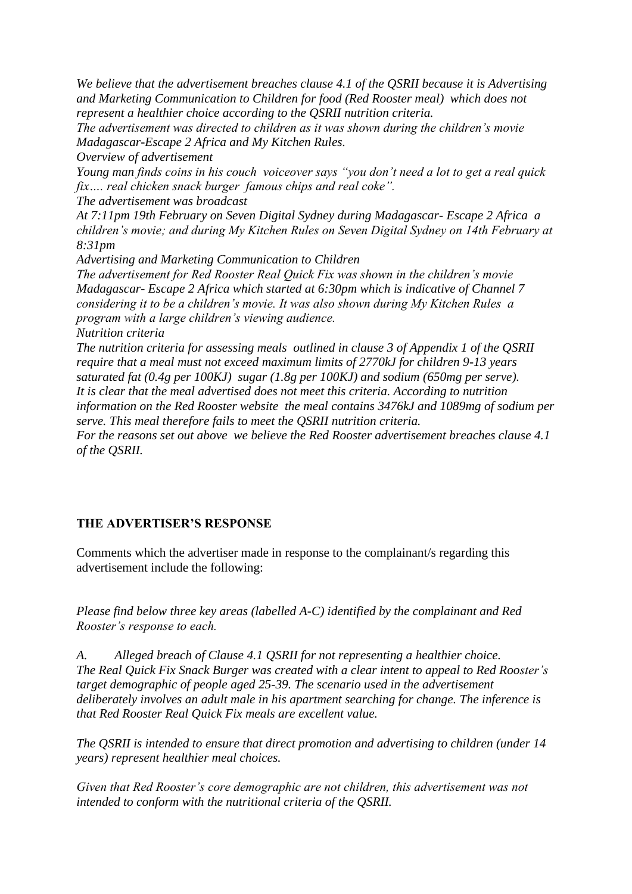*We believe that the advertisement breaches clause 4.1 of the QSRII because it is Advertising and Marketing Communication to Children for food (Red Rooster meal) which does not represent a healthier choice according to the QSRII nutrition criteria.*

*The advertisement was directed to children as it was shown during the children's movie Madagascar-Escape 2 Africa and My Kitchen Rules.*

*Overview of advertisement*

*Young man finds coins in his couch voiceover says "you don't need a lot to get a real quick fix…. real chicken snack burger famous chips and real coke".*

*The advertisement was broadcast*

*At 7:11pm 19th February on Seven Digital Sydney during Madagascar- Escape 2 Africa a children's movie; and during My Kitchen Rules on Seven Digital Sydney on 14th February at 8:31pm*

*Advertising and Marketing Communication to Children*

*The advertisement for Red Rooster Real Quick Fix was shown in the children's movie Madagascar- Escape 2 Africa which started at 6:30pm which is indicative of Channel 7 considering it to be a children's movie. It was also shown during My Kitchen Rules a program with a large children's viewing audience.*

*Nutrition criteria*

*The nutrition criteria for assessing meals outlined in clause 3 of Appendix 1 of the QSRII require that a meal must not exceed maximum limits of 2770kJ for children 9-13 years saturated fat (0.4g per 100KJ) sugar (1.8g per 100KJ) and sodium (650mg per serve).*

*It is clear that the meal advertised does not meet this criteria. According to nutrition information on the Red Rooster website the meal contains 3476kJ and 1089mg of sodium per serve. This meal therefore fails to meet the QSRII nutrition criteria.*

*For the reasons set out above we believe the Red Rooster advertisement breaches clause 4.1 of the QSRII.*

## THE ADVERTISER'S RESPONSE

Comments which the advertiser made in response to the complainant/s regarding this advertisement include the following:

*Please find below three key areas (labelled A-C) identified by the complainant and Red Rooster's response to each.*

*A. Alleged breach of Clause 4.1 QSRII for not representing a healthier choice.*
*The Real Quick Fix Snack Burger was created with a clear intent to appeal to Red Rooster's target demographic of people aged 25-39. The scenario used in the advertisement deliberately involves an adult male in his apartment searching for change. The inference is that Red Rooster Real Quick Fix meals are excellent value.*

*The QSRII is intended to ensure that direct promotion and advertising to children (under 14 years) represent healthier meal choices.*

*Given that Red Rooster's core demographic are not children, this advertisement was not intended to conform with the nutritional criteria of the QSRII.*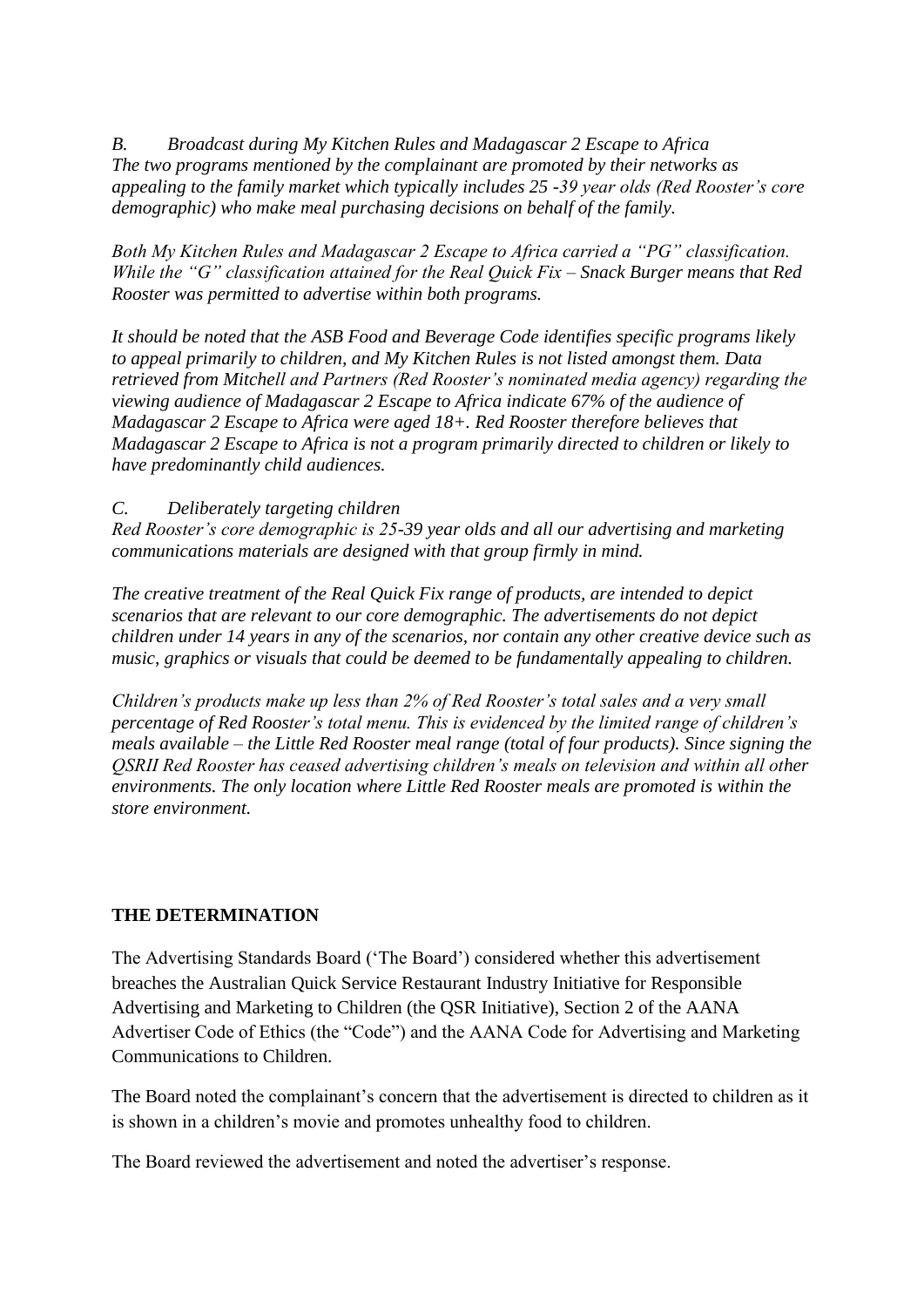*B. Broadcast during My Kitchen Rules and Madagascar 2 Escape to Africa*
*The two programs mentioned by the complainant are promoted by their networks as appealing to the family market which typically includes 25 -39 year olds (Red Rooster's core demographic) who make meal purchasing decisions on behalf of the family.*

*Both My Kitchen Rules and Madagascar 2 Escape to Africa carried a "PG" classification. While the "G" classification attained for the Real Quick Fix – Snack Burger means that Red Rooster was permitted to advertise within both programs.*

*It should be noted that the ASB Food and Beverage Code identifies specific programs likely to appeal primarily to children, and My Kitchen Rules is not listed amongst them. Data retrieved from Mitchell and Partners (Red Rooster's nominated media agency) regarding the viewing audience of Madagascar 2 Escape to Africa indicate 67% of the audience of Madagascar 2 Escape to Africa were aged 18+. Red Rooster therefore believes that Madagascar 2 Escape to Africa is not a program primarily directed to children or likely to have predominantly child audiences.*

*C. Deliberately targeting children*
*Red Rooster's core demographic is 25-39 year olds and all our advertising and marketing communications materials are designed with that group firmly in mind.*

*The creative treatment of the Real Quick Fix range of products, are intended to depict scenarios that are relevant to our core demographic. The advertisements do not depict children under 14 years in any of the scenarios, nor contain any other creative device such as music, graphics or visuals that could be deemed to be fundamentally appealing to children.*

*Children's products make up less than 2% of Red Rooster's total sales and a very small percentage of Red Rooster's total menu. This is evidenced by the limited range of children's meals available – the Little Red Rooster meal range (total of four products). Since signing the QSRII Red Rooster has ceased advertising children's meals on television and within all other environments. The only location where Little Red Rooster meals are promoted is within the store environment.*

## THE DETERMINATION

The Advertising Standards Board ('The Board') considered whether this advertisement breaches the Australian Quick Service Restaurant Industry Initiative for Responsible Advertising and Marketing to Children (the QSR Initiative), Section 2 of the AANA Advertiser Code of Ethics (the "Code") and the AANA Code for Advertising and Marketing Communications to Children.

The Board noted the complainant's concern that the advertisement is directed to children as it is shown in a children's movie and promotes unhealthy food to children.

The Board reviewed the advertisement and noted the advertiser's response.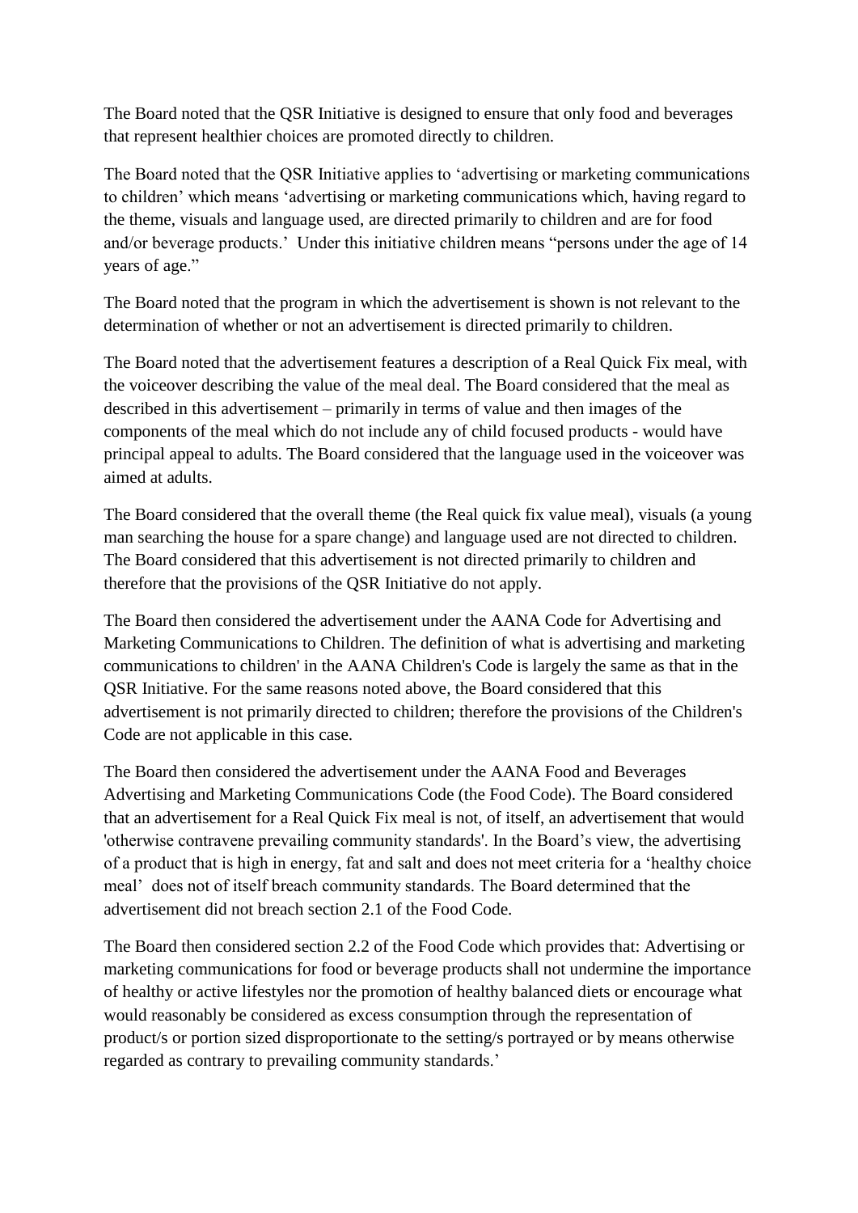The Board noted that the QSR Initiative is designed to ensure that only food and beverages that represent healthier choices are promoted directly to children.

The Board noted that the QSR Initiative applies to 'advertising or marketing communications to children' which means 'advertising or marketing communications which, having regard to the theme, visuals and language used, are directed primarily to children and are for food and/or beverage products.' Under this initiative children means "persons under the age of 14 years of age."

The Board noted that the program in which the advertisement is shown is not relevant to the determination of whether or not an advertisement is directed primarily to children.

The Board noted that the advertisement features a description of a Real Quick Fix meal, with the voiceover describing the value of the meal deal. The Board considered that the meal as described in this advertisement – primarily in terms of value and then images of the components of the meal which do not include any of child focused products - would have principal appeal to adults. The Board considered that the language used in the voiceover was aimed at adults.

The Board considered that the overall theme (the Real quick fix value meal), visuals (a young man searching the house for a spare change) and language used are not directed to children. The Board considered that this advertisement is not directed primarily to children and therefore that the provisions of the QSR Initiative do not apply.

The Board then considered the advertisement under the AANA Code for Advertising and Marketing Communications to Children. The definition of what is advertising and marketing communications to children' in the AANA Children's Code is largely the same as that in the QSR Initiative. For the same reasons noted above, the Board considered that this advertisement is not primarily directed to children; therefore the provisions of the Children's Code are not applicable in this case.

The Board then considered the advertisement under the AANA Food and Beverages Advertising and Marketing Communications Code (the Food Code). The Board considered that an advertisement for a Real Quick Fix meal is not, of itself, an advertisement that would 'otherwise contravene prevailing community standards'. In the Board's view, the advertising of a product that is high in energy, fat and salt and does not meet criteria for a 'healthy choice meal' does not of itself breach community standards. The Board determined that the advertisement did not breach section 2.1 of the Food Code.

The Board then considered section 2.2 of the Food Code which provides that: Advertising or marketing communications for food or beverage products shall not undermine the importance of healthy or active lifestyles nor the promotion of healthy balanced diets or encourage what would reasonably be considered as excess consumption through the representation of product/s or portion sized disproportionate to the setting/s portrayed or by means otherwise regarded as contrary to prevailing community standards.'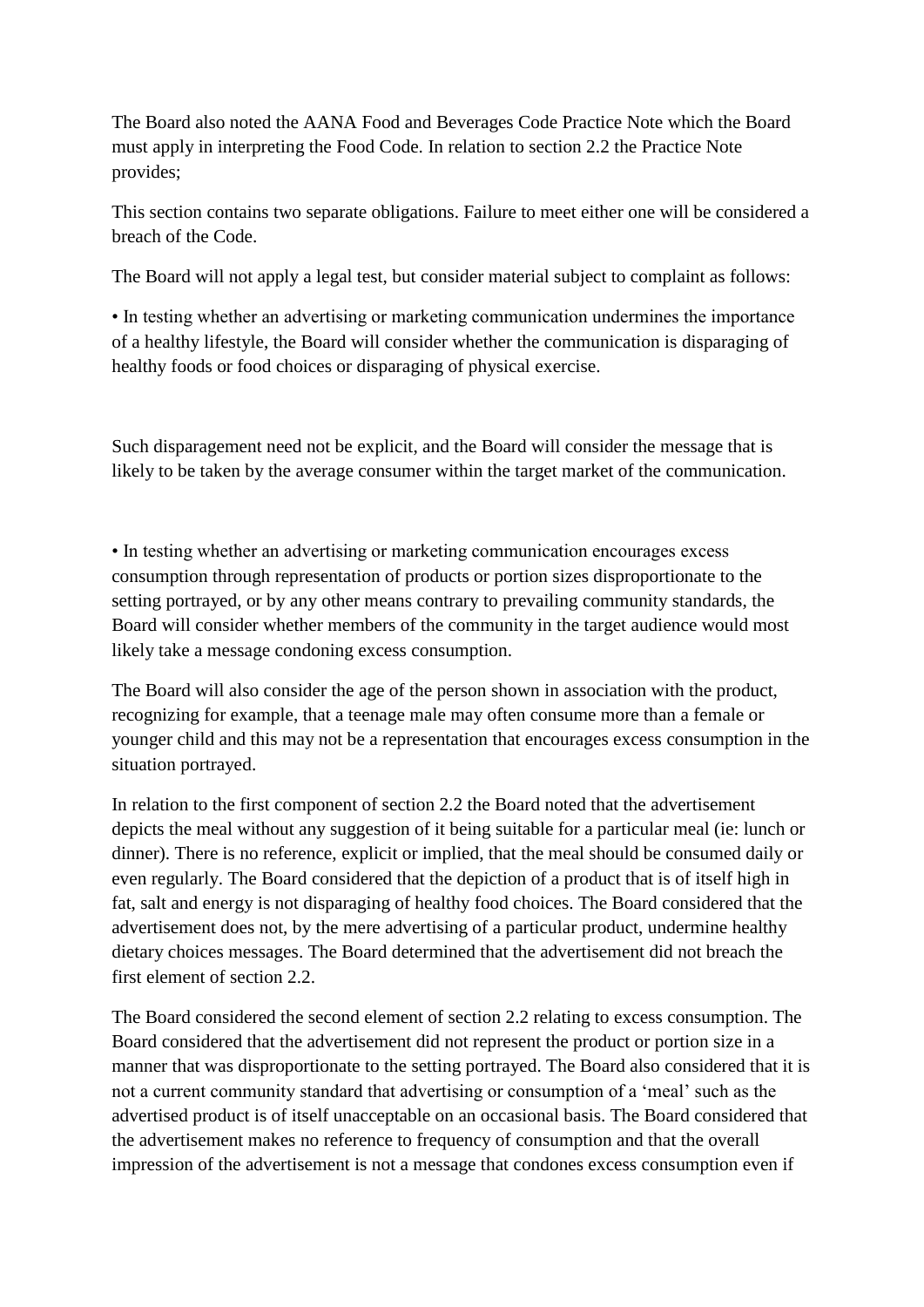The Board also noted the AANA Food and Beverages Code Practice Note which the Board must apply in interpreting the Food Code. In relation to section 2.2 the Practice Note provides;

This section contains two separate obligations. Failure to meet either one will be considered a breach of the Code.

The Board will not apply a legal test, but consider material subject to complaint as follows:

• In testing whether an advertising or marketing communication undermines the importance of a healthy lifestyle, the Board will consider whether the communication is disparaging of healthy foods or food choices or disparaging of physical exercise.

Such disparagement need not be explicit, and the Board will consider the message that is likely to be taken by the average consumer within the target market of the communication.

• In testing whether an advertising or marketing communication encourages excess consumption through representation of products or portion sizes disproportionate to the setting portrayed, or by any other means contrary to prevailing community standards, the Board will consider whether members of the community in the target audience would most likely take a message condoning excess consumption.

The Board will also consider the age of the person shown in association with the product, recognizing for example, that a teenage male may often consume more than a female or younger child and this may not be a representation that encourages excess consumption in the situation portrayed.

In relation to the first component of section 2.2 the Board noted that the advertisement depicts the meal without any suggestion of it being suitable for a particular meal (ie: lunch or dinner). There is no reference, explicit or implied, that the meal should be consumed daily or even regularly. The Board considered that the depiction of a product that is of itself high in fat, salt and energy is not disparaging of healthy food choices. The Board considered that the advertisement does not, by the mere advertising of a particular product, undermine healthy dietary choices messages. The Board determined that the advertisement did not breach the first element of section 2.2.

The Board considered the second element of section 2.2 relating to excess consumption. The Board considered that the advertisement did not represent the product or portion size in a manner that was disproportionate to the setting portrayed. The Board also considered that it is not a current community standard that advertising or consumption of a 'meal' such as the advertised product is of itself unacceptable on an occasional basis. The Board considered that the advertisement makes no reference to frequency of consumption and that the overall impression of the advertisement is not a message that condones excess consumption even if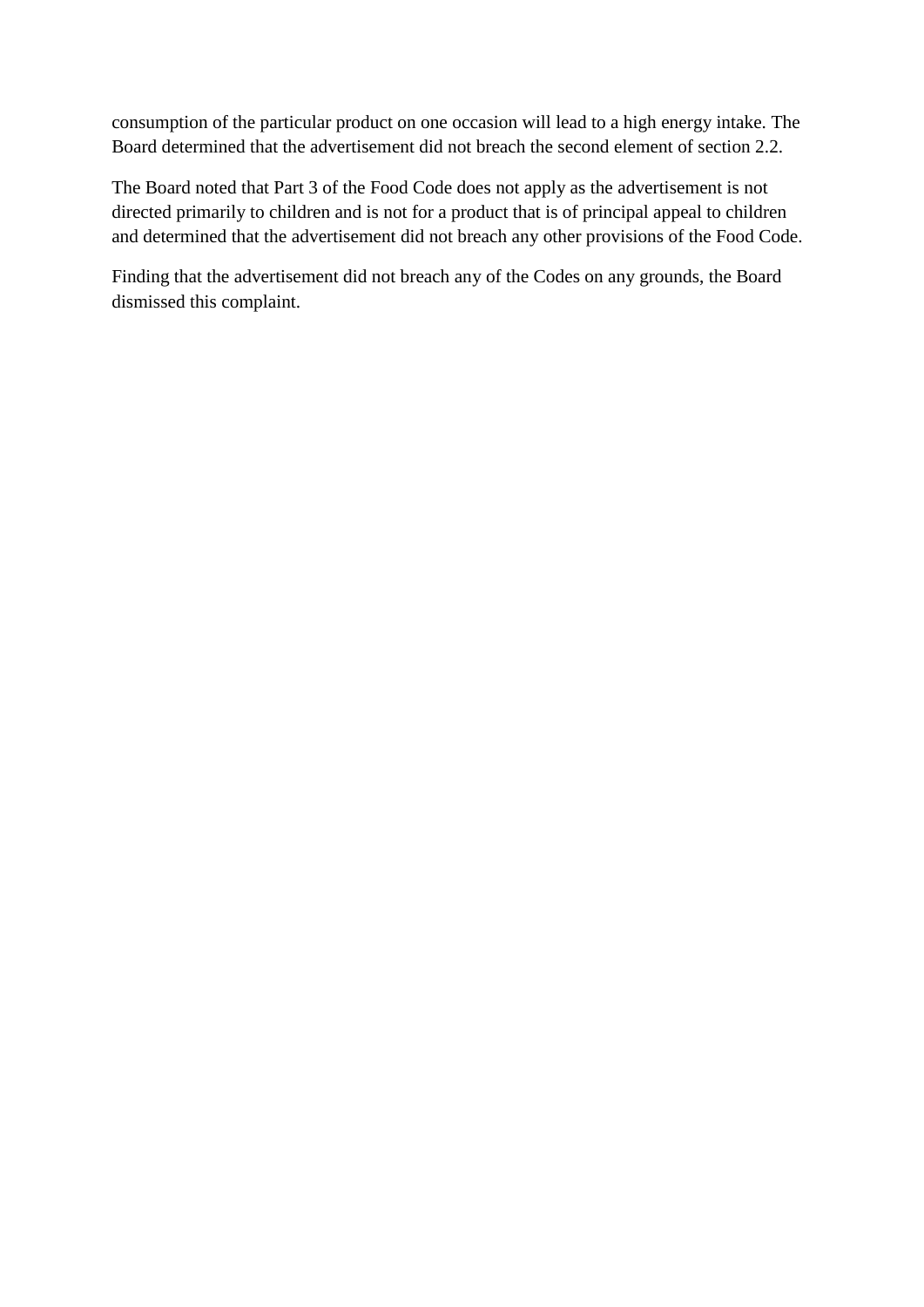consumption of the particular product on one occasion will lead to a high energy intake. The Board determined that the advertisement did not breach the second element of section 2.2.

The Board noted that Part 3 of the Food Code does not apply as the advertisement is not directed primarily to children and is not for a product that is of principal appeal to children and determined that the advertisement did not breach any other provisions of the Food Code.

Finding that the advertisement did not breach any of the Codes on any grounds, the Board dismissed this complaint.